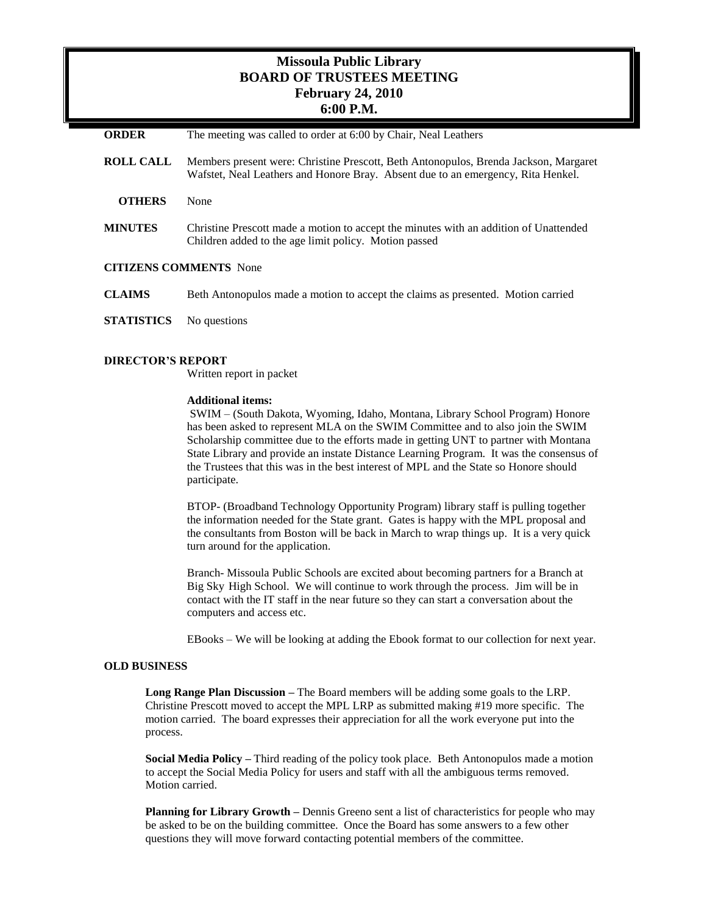# Missoula Public Library
## BOARD OF TRUSTEES MEETING
### February 24, 2010
### 6:00 P.M.

**ORDER** The meeting was called to order at 6:00 by Chair, Neal Leathers

**ROLL CALL** Members present were: Christine Prescott, Beth Antonopulos, Brenda Jackson, Margaret Wafstet, Neal Leathers and Honore Bray. Absent due to an emergency, Rita Henkel.

**OTHERS** None

**MINUTES** Christine Prescott made a motion to accept the minutes with an addition of Unattended Children added to the age limit policy. Motion passed

**CITIZENS COMMENTS** None

**CLAIMS** Beth Antonopulos made a motion to accept the claims as presented. Motion carried

**STATISTICS** No questions

**DIRECTOR'S REPORT**

Written report in packet

**Additional items:**

SWIM – (South Dakota, Wyoming, Idaho, Montana, Library School Program) Honore has been asked to represent MLA on the SWIM Committee and to also join the SWIM Scholarship committee due to the efforts made in getting UNT to partner with Montana State Library and provide an instate Distance Learning Program. It was the consensus of the Trustees that this was in the best interest of MPL and the State so Honore should participate.

BTOP- (Broadband Technology Opportunity Program) library staff is pulling together the information needed for the State grant. Gates is happy with the MPL proposal and the consultants from Boston will be back in March to wrap things up. It is a very quick turn around for the application.

Branch- Missoula Public Schools are excited about becoming partners for a Branch at Big Sky High School. We will continue to work through the process. Jim will be in contact with the IT staff in the near future so they can start a conversation about the computers and access etc.

EBooks – We will be looking at adding the Ebook format to our collection for next year.

**OLD BUSINESS**

**Long Range Plan Discussion –** The Board members will be adding some goals to the LRP. Christine Prescott moved to accept the MPL LRP as submitted making #19 more specific. The motion carried. The board expresses their appreciation for all the work everyone put into the process.

**Social Media Policy –** Third reading of the policy took place. Beth Antonopulos made a motion to accept the Social Media Policy for users and staff with all the ambiguous terms removed. Motion carried.

**Planning for Library Growth –** Dennis Greeno sent a list of characteristics for people who may be asked to be on the building committee. Once the Board has some answers to a few other questions they will move forward contacting potential members of the committee.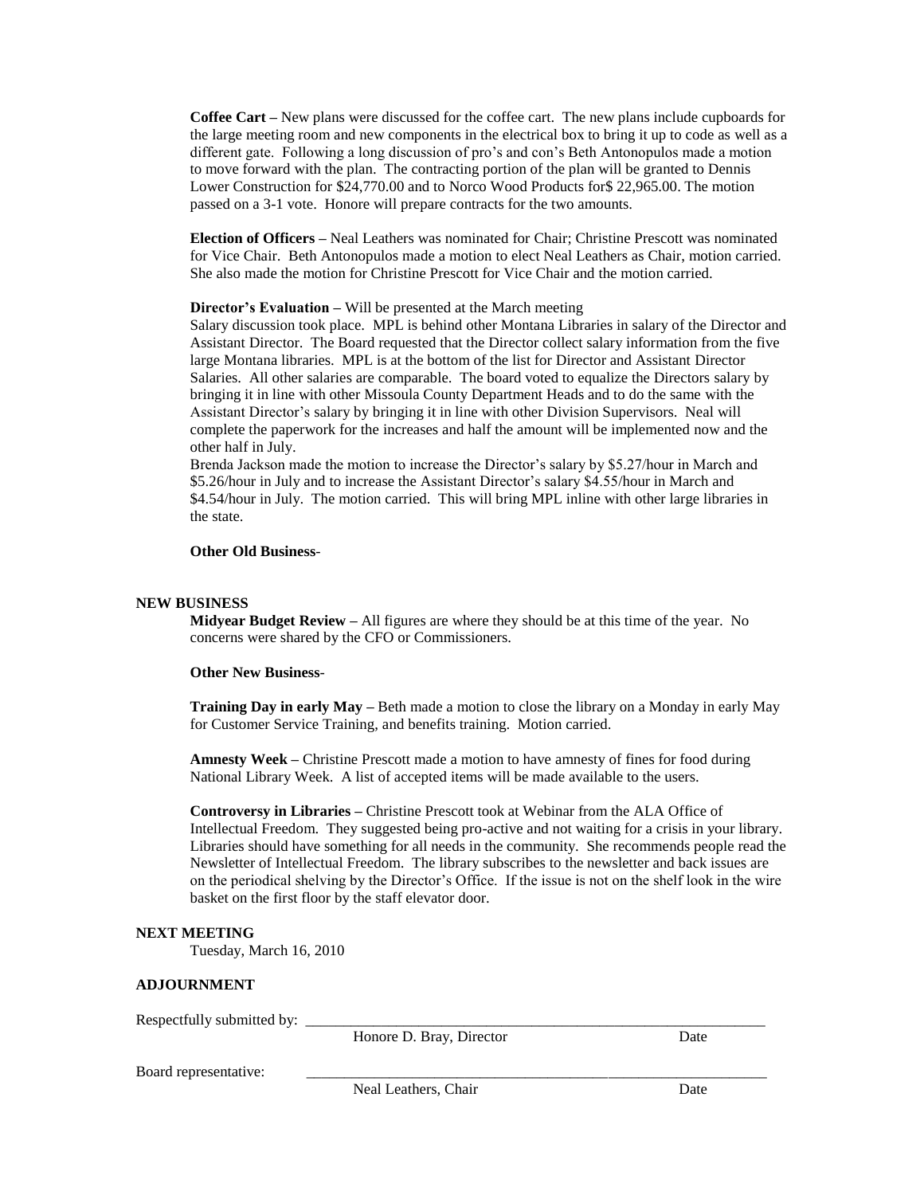**Coffee Cart –** New plans were discussed for the coffee cart. The new plans include cupboards for the large meeting room and new components in the electrical box to bring it up to code as well as a different gate. Following a long discussion of pro's and con's Beth Antonopulos made a motion to move forward with the plan. The contracting portion of the plan will be granted to Dennis Lower Construction for $24,770.00 and to Norco Wood Products for$ 22,965.00. The motion passed on a 3-1 vote. Honore will prepare contracts for the two amounts.

**Election of Officers –** Neal Leathers was nominated for Chair; Christine Prescott was nominated for Vice Chair. Beth Antonopulos made a motion to elect Neal Leathers as Chair, motion carried. She also made the motion for Christine Prescott for Vice Chair and the motion carried.

**Director's Evaluation –** Will be presented at the March meeting

Salary discussion took place. MPL is behind other Montana Libraries in salary of the Director and Assistant Director. The Board requested that the Director collect salary information from the five large Montana libraries. MPL is at the bottom of the list for Director and Assistant Director Salaries. All other salaries are comparable. The board voted to equalize the Directors salary by bringing it in line with other Missoula County Department Heads and to do the same with the Assistant Director's salary by bringing it in line with other Division Supervisors. Neal will complete the paperwork for the increases and half the amount will be implemented now and the other half in July.

Brenda Jackson made the motion to increase the Director's salary by $5.27/hour in March and $5.26/hour in July and to increase the Assistant Director's salary $4.55/hour in March and $4.54/hour in July. The motion carried. This will bring MPL inline with other large libraries in the state.

**Other Old Business**-

## NEW BUSINESS

**Midyear Budget Review –** All figures are where they should be at this time of the year. No concerns were shared by the CFO or Commissioners.

**Other New Business**-

**Training Day in early May –** Beth made a motion to close the library on a Monday in early May for Customer Service Training, and benefits training. Motion carried.

**Amnesty Week –** Christine Prescott made a motion to have amnesty of fines for food during National Library Week. A list of accepted items will be made available to the users.

**Controversy in Libraries –** Christine Prescott took at Webinar from the ALA Office of Intellectual Freedom. They suggested being pro-active and not waiting for a crisis in your library. Libraries should have something for all needs in the community. She recommends people read the Newsletter of Intellectual Freedom. The library subscribes to the newsletter and back issues are on the periodical shelving by the Director's Office. If the issue is not on the shelf look in the wire basket on the first floor by the staff elevator door.

## NEXT MEETING

Tuesday, March 16, 2010

## ADJOURNMENT

Respectfully submitted by: ______________________________________________

Honore D. Bray, Director Date

Board representative: ______________________________________________

Neal Leathers, Chair Date